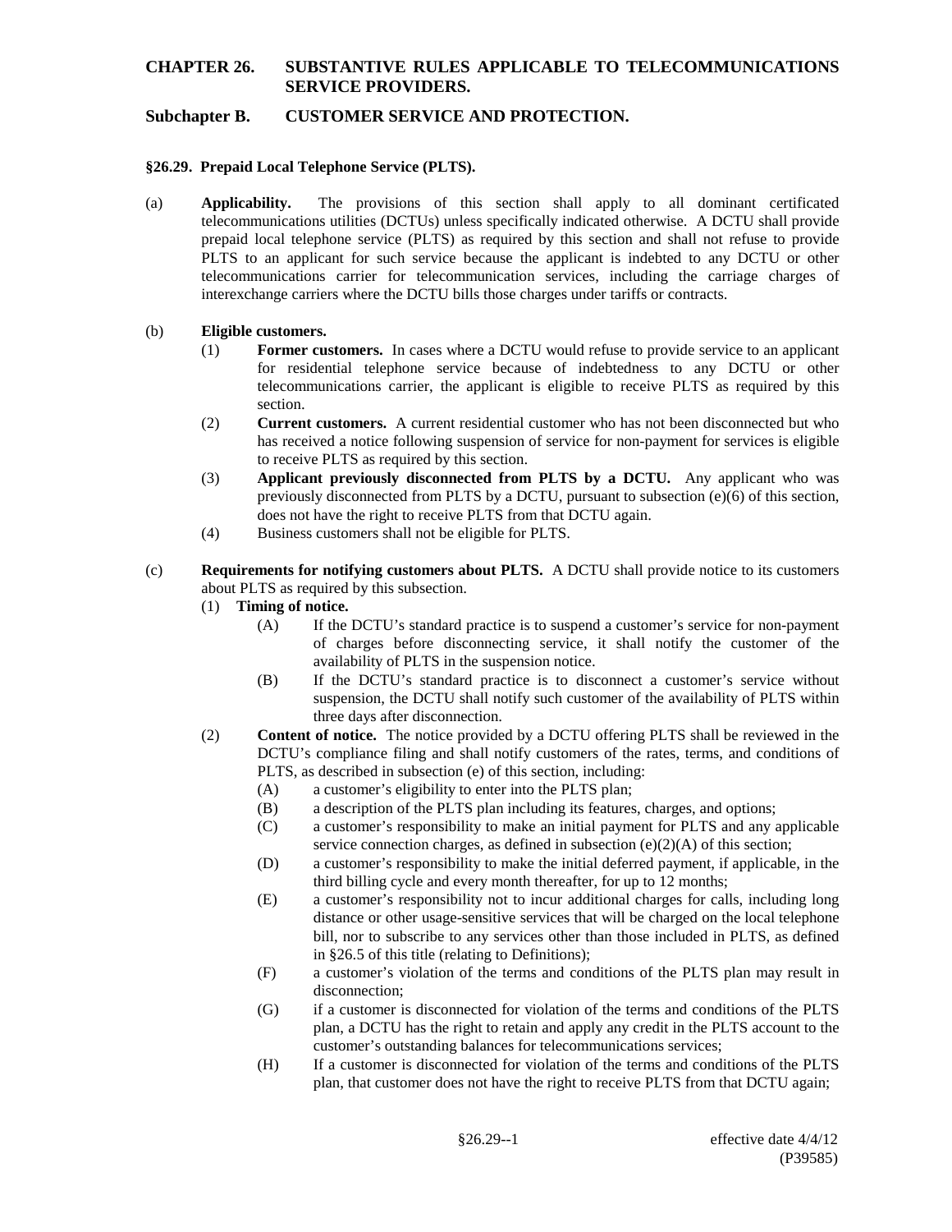# CHAPTER 26. SUBSTANTIVE RULES APPLICABLE TO TELECOMMUNICATIONS SERVICE PROVIDERS.

## Subchapter B. CUSTOMER SERVICE AND PROTECTION.

### §26.29. Prepaid Local Telephone Service (PLTS).

(a) **Applicability.** The provisions of this section shall apply to all dominant certificated telecommunications utilities (DCTUs) unless specifically indicated otherwise. A DCTU shall provide prepaid local telephone service (PLTS) as required by this section and shall not refuse to provide PLTS to an applicant for such service because the applicant is indebted to any DCTU or other telecommunications carrier for telecommunication services, including the carriage charges of interexchange carriers where the DCTU bills those charges under tariffs or contracts.

(b) **Eligible customers.**

(1) **Former customers.** In cases where a DCTU would refuse to provide service to an applicant for residential telephone service because of indebtedness to any DCTU or other telecommunications carrier, the applicant is eligible to receive PLTS as required by this section.

(2) **Current customers.** A current residential customer who has not been disconnected but who has received a notice following suspension of service for non-payment for services is eligible to receive PLTS as required by this section.

(3) **Applicant previously disconnected from PLTS by a DCTU.** Any applicant who was previously disconnected from PLTS by a DCTU, pursuant to subsection (e)(6) of this section, does not have the right to receive PLTS from that DCTU again.

(4) Business customers shall not be eligible for PLTS.

(c) **Requirements for notifying customers about PLTS.** A DCTU shall provide notice to its customers about PLTS as required by this subsection.

(1) **Timing of notice.**

(A) If the DCTU's standard practice is to suspend a customer's service for non-payment of charges before disconnecting service, it shall notify the customer of the availability of PLTS in the suspension notice.

(B) If the DCTU's standard practice is to disconnect a customer's service without suspension, the DCTU shall notify such customer of the availability of PLTS within three days after disconnection.

(2) **Content of notice.** The notice provided by a DCTU offering PLTS shall be reviewed in the DCTU's compliance filing and shall notify customers of the rates, terms, and conditions of PLTS, as described in subsection (e) of this section, including:

(A) a customer's eligibility to enter into the PLTS plan;

(B) a description of the PLTS plan including its features, charges, and options;

(C) a customer's responsibility to make an initial payment for PLTS and any applicable service connection charges, as defined in subsection (e)(2)(A) of this section;

(D) a customer's responsibility to make the initial deferred payment, if applicable, in the third billing cycle and every month thereafter, for up to 12 months;

(E) a customer's responsibility not to incur additional charges for calls, including long distance or other usage-sensitive services that will be charged on the local telephone bill, nor to subscribe to any services other than those included in PLTS, as defined in §26.5 of this title (relating to Definitions);

(F) a customer's violation of the terms and conditions of the PLTS plan may result in disconnection;

(G) if a customer is disconnected for violation of the terms and conditions of the PLTS plan, a DCTU has the right to retain and apply any credit in the PLTS account to the customer's outstanding balances for telecommunications services;

(H) If a customer is disconnected for violation of the terms and conditions of the PLTS plan, that customer does not have the right to receive PLTS from that DCTU again;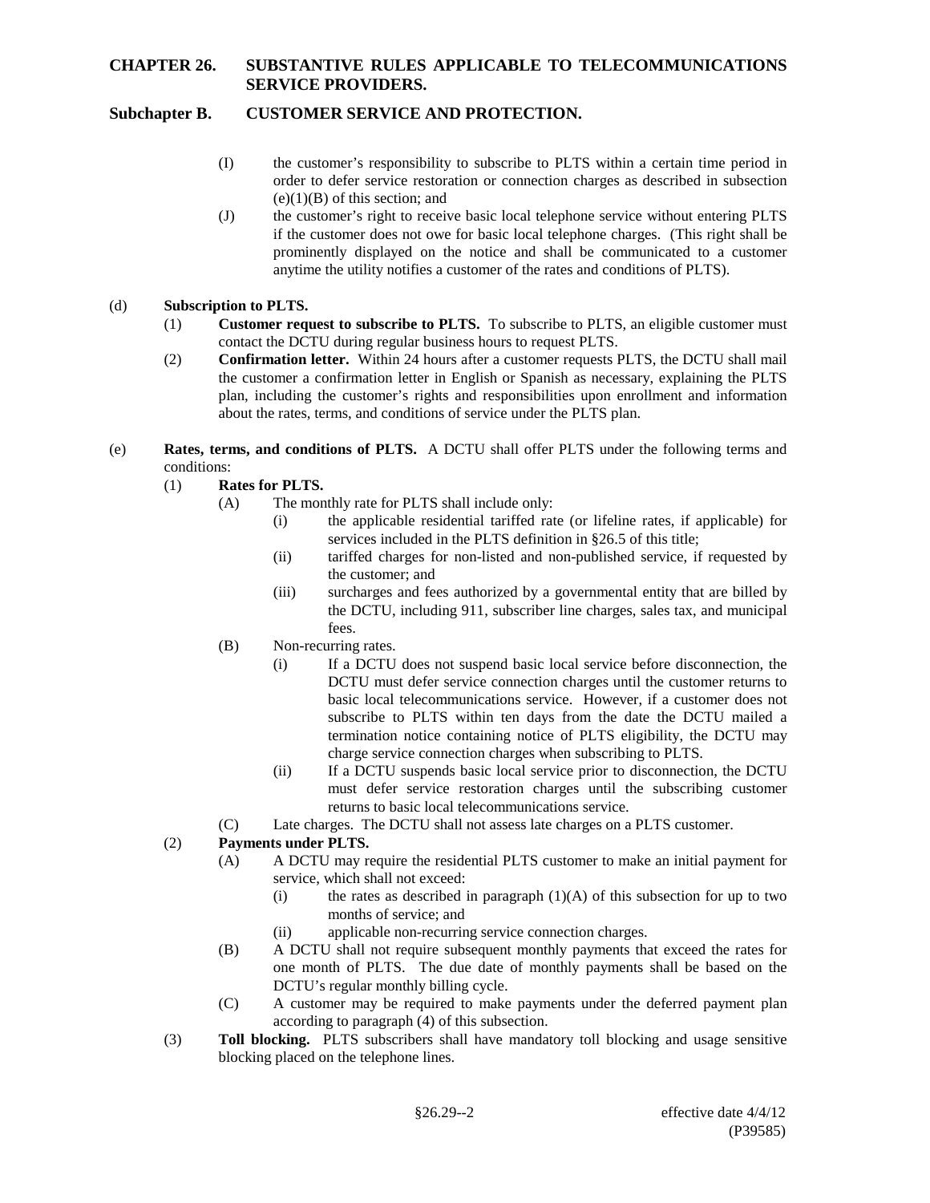(I) the customer's responsibility to subscribe to PLTS within a certain time period in order to defer service restoration or connection charges as described in subsection (e)(1)(B) of this section; and

(J) the customer's right to receive basic local telephone service without entering PLTS if the customer does not owe for basic local telephone charges. (This right shall be prominently displayed on the notice and shall be communicated to a customer anytime the utility notifies a customer of the rates and conditions of PLTS).

(d) **Subscription to PLTS.**

(1) **Customer request to subscribe to PLTS.** To subscribe to PLTS, an eligible customer must contact the DCTU during regular business hours to request PLTS.

(2) **Confirmation letter.** Within 24 hours after a customer requests PLTS, the DCTU shall mail the customer a confirmation letter in English or Spanish as necessary, explaining the PLTS plan, including the customer's rights and responsibilities upon enrollment and information about the rates, terms, and conditions of service under the PLTS plan.

(e) **Rates, terms, and conditions of PLTS.** A DCTU shall offer PLTS under the following terms and conditions:

(1) **Rates for PLTS.**

(A) The monthly rate for PLTS shall include only:

(i) the applicable residential tariffed rate (or lifeline rates, if applicable) for services included in the PLTS definition in §26.5 of this title;

(ii) tariffed charges for non-listed and non-published service, if requested by the customer; and

(iii) surcharges and fees authorized by a governmental entity that are billed by the DCTU, including 911, subscriber line charges, sales tax, and municipal fees.

(B) Non-recurring rates.

(i) If a DCTU does not suspend basic local service before disconnection, the DCTU must defer service connection charges until the customer returns to basic local telecommunications service. However, if a customer does not subscribe to PLTS within ten days from the date the DCTU mailed a termination notice containing notice of PLTS eligibility, the DCTU may charge service connection charges when subscribing to PLTS.

(ii) If a DCTU suspends basic local service prior to disconnection, the DCTU must defer service restoration charges until the subscribing customer returns to basic local telecommunications service.

(C) Late charges. The DCTU shall not assess late charges on a PLTS customer.

(2) **Payments under PLTS.**

(A) A DCTU may require the residential PLTS customer to make an initial payment for service, which shall not exceed:

(i) the rates as described in paragraph (1)(A) of this subsection for up to two months of service; and

(ii) applicable non-recurring service connection charges.

(B) A DCTU shall not require subsequent monthly payments that exceed the rates for one month of PLTS. The due date of monthly payments shall be based on the DCTU's regular monthly billing cycle.

(C) A customer may be required to make payments under the deferred payment plan according to paragraph (4) of this subsection.

(3) **Toll blocking.** PLTS subscribers shall have mandatory toll blocking and usage sensitive blocking placed on the telephone lines.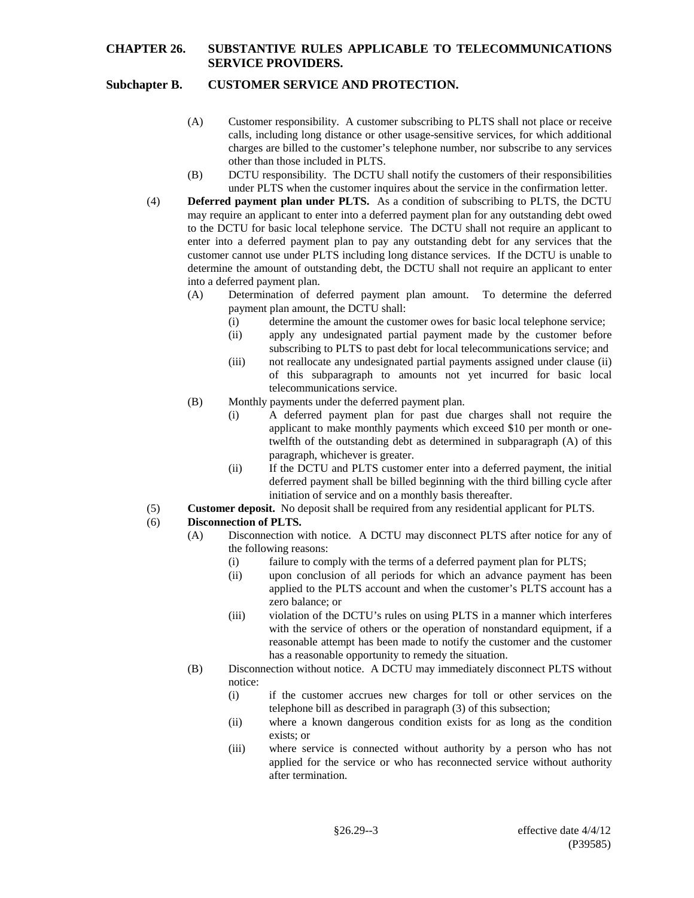(A) Customer responsibility. A customer subscribing to PLTS shall not place or receive calls, including long distance or other usage-sensitive services, for which additional charges are billed to the customer's telephone number, nor subscribe to any services other than those included in PLTS.

(B) DCTU responsibility. The DCTU shall notify the customers of their responsibilities under PLTS when the customer inquires about the service in the confirmation letter.

(4) **Deferred payment plan under PLTS.** As a condition of subscribing to PLTS, the DCTU may require an applicant to enter into a deferred payment plan for any outstanding debt owed to the DCTU for basic local telephone service. The DCTU shall not require an applicant to enter into a deferred payment plan to pay any outstanding debt for any services that the customer cannot use under PLTS including long distance services. If the DCTU is unable to determine the amount of outstanding debt, the DCTU shall not require an applicant to enter into a deferred payment plan.

(A) Determination of deferred payment plan amount. To determine the deferred payment plan amount, the DCTU shall:

(i) determine the amount the customer owes for basic local telephone service;

(ii) apply any undesignated partial payment made by the customer before subscribing to PLTS to past debt for local telecommunications service; and

(iii) not reallocate any undesignated partial payments assigned under clause (ii) of this subparagraph to amounts not yet incurred for basic local telecommunications service.

(B) Monthly payments under the deferred payment plan.

(i) A deferred payment plan for past due charges shall not require the applicant to make monthly payments which exceed $10 per month or one-twelfth of the outstanding debt as determined in subparagraph (A) of this paragraph, whichever is greater.

(ii) If the DCTU and PLTS customer enter into a deferred payment, the initial deferred payment shall be billed beginning with the third billing cycle after initiation of service and on a monthly basis thereafter.

(5) **Customer deposit.** No deposit shall be required from any residential applicant for PLTS.

(6) **Disconnection of PLTS.**

(A) Disconnection with notice. A DCTU may disconnect PLTS after notice for any of the following reasons:

(i) failure to comply with the terms of a deferred payment plan for PLTS;

(ii) upon conclusion of all periods for which an advance payment has been applied to the PLTS account and when the customer's PLTS account has a zero balance; or

(iii) violation of the DCTU's rules on using PLTS in a manner which interferes with the service of others or the operation of nonstandard equipment, if a reasonable attempt has been made to notify the customer and the customer has a reasonable opportunity to remedy the situation.

(B) Disconnection without notice. A DCTU may immediately disconnect PLTS without notice:

(i) if the customer accrues new charges for toll or other services on the telephone bill as described in paragraph (3) of this subsection;

(ii) where a known dangerous condition exists for as long as the condition exists; or

(iii) where service is connected without authority by a person who has not applied for the service or who has reconnected service without authority after termination.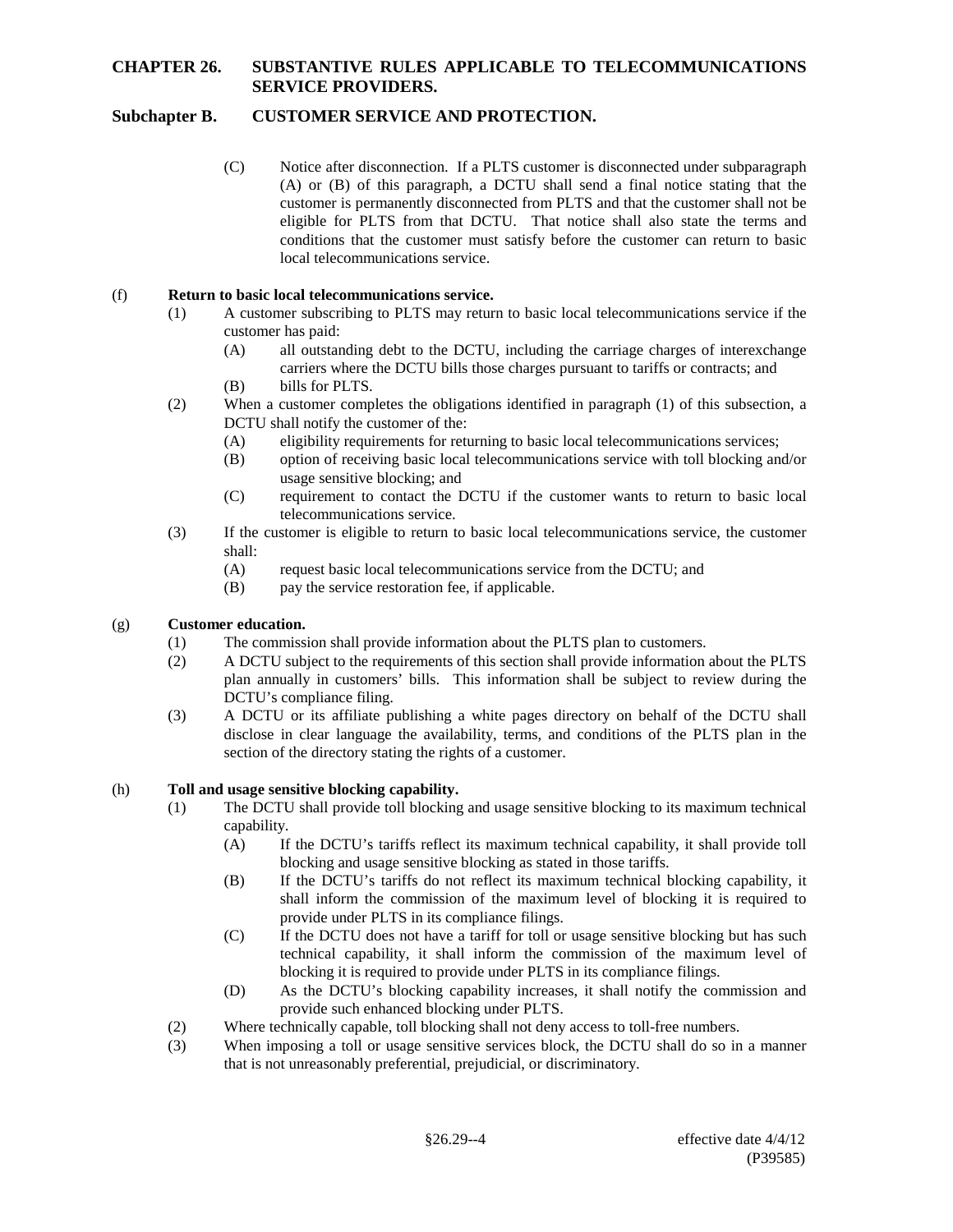(C) Notice after disconnection. If a PLTS customer is disconnected under subparagraph (A) or (B) of this paragraph, a DCTU shall send a final notice stating that the customer is permanently disconnected from PLTS and that the customer shall not be eligible for PLTS from that DCTU. That notice shall also state the terms and conditions that the customer must satisfy before the customer can return to basic local telecommunications service.

(f) **Return to basic local telecommunications service.**

(1) A customer subscribing to PLTS may return to basic local telecommunications service if the customer has paid:

(A) all outstanding debt to the DCTU, including the carriage charges of interexchange carriers where the DCTU bills those charges pursuant to tariffs or contracts; and

(B) bills for PLTS.

(2) When a customer completes the obligations identified in paragraph (1) of this subsection, a DCTU shall notify the customer of the:

(A) eligibility requirements for returning to basic local telecommunications services;

(B) option of receiving basic local telecommunications service with toll blocking and/or usage sensitive blocking; and

(C) requirement to contact the DCTU if the customer wants to return to basic local telecommunications service.

(3) If the customer is eligible to return to basic local telecommunications service, the customer shall:

(A) request basic local telecommunications service from the DCTU; and

(B) pay the service restoration fee, if applicable.

(g) **Customer education.**

(1) The commission shall provide information about the PLTS plan to customers.

(2) A DCTU subject to the requirements of this section shall provide information about the PLTS plan annually in customers' bills. This information shall be subject to review during the DCTU's compliance filing.

(3) A DCTU or its affiliate publishing a white pages directory on behalf of the DCTU shall disclose in clear language the availability, terms, and conditions of the PLTS plan in the section of the directory stating the rights of a customer.

(h) **Toll and usage sensitive blocking capability.**

(1) The DCTU shall provide toll blocking and usage sensitive blocking to its maximum technical capability.

(A) If the DCTU's tariffs reflect its maximum technical capability, it shall provide toll blocking and usage sensitive blocking as stated in those tariffs.

(B) If the DCTU's tariffs do not reflect its maximum technical blocking capability, it shall inform the commission of the maximum level of blocking it is required to provide under PLTS in its compliance filings.

(C) If the DCTU does not have a tariff for toll or usage sensitive blocking but has such technical capability, it shall inform the commission of the maximum level of blocking it is required to provide under PLTS in its compliance filings.

(D) As the DCTU's blocking capability increases, it shall notify the commission and provide such enhanced blocking under PLTS.

(2) Where technically capable, toll blocking shall not deny access to toll-free numbers.

(3) When imposing a toll or usage sensitive services block, the DCTU shall do so in a manner that is not unreasonably preferential, prejudicial, or discriminatory.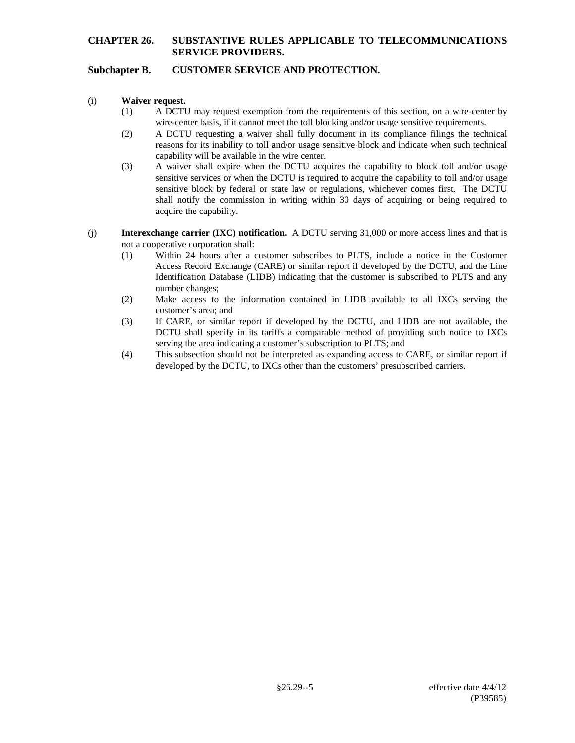(i) **Waiver request.**

(1) A DCTU may request exemption from the requirements of this section, on a wire-center by wire-center basis, if it cannot meet the toll blocking and/or usage sensitive requirements.

(2) A DCTU requesting a waiver shall fully document in its compliance filings the technical reasons for its inability to toll and/or usage sensitive block and indicate when such technical capability will be available in the wire center.

(3) A waiver shall expire when the DCTU acquires the capability to block toll and/or usage sensitive services or when the DCTU is required to acquire the capability to toll and/or usage sensitive block by federal or state law or regulations, whichever comes first. The DCTU shall notify the commission in writing within 30 days of acquiring or being required to acquire the capability.

(j) **Interexchange carrier (IXC) notification.** A DCTU serving 31,000 or more access lines and that is not a cooperative corporation shall:

(1) Within 24 hours after a customer subscribes to PLTS, include a notice in the Customer Access Record Exchange (CARE) or similar report if developed by the DCTU, and the Line Identification Database (LIDB) indicating that the customer is subscribed to PLTS and any number changes;

(2) Make access to the information contained in LIDB available to all IXCs serving the customer's area; and

(3) If CARE, or similar report if developed by the DCTU, and LIDB are not available, the DCTU shall specify in its tariffs a comparable method of providing such notice to IXCs serving the area indicating a customer's subscription to PLTS; and

(4) This subsection should not be interpreted as expanding access to CARE, or similar report if developed by the DCTU, to IXCs other than the customers' presubscribed carriers.